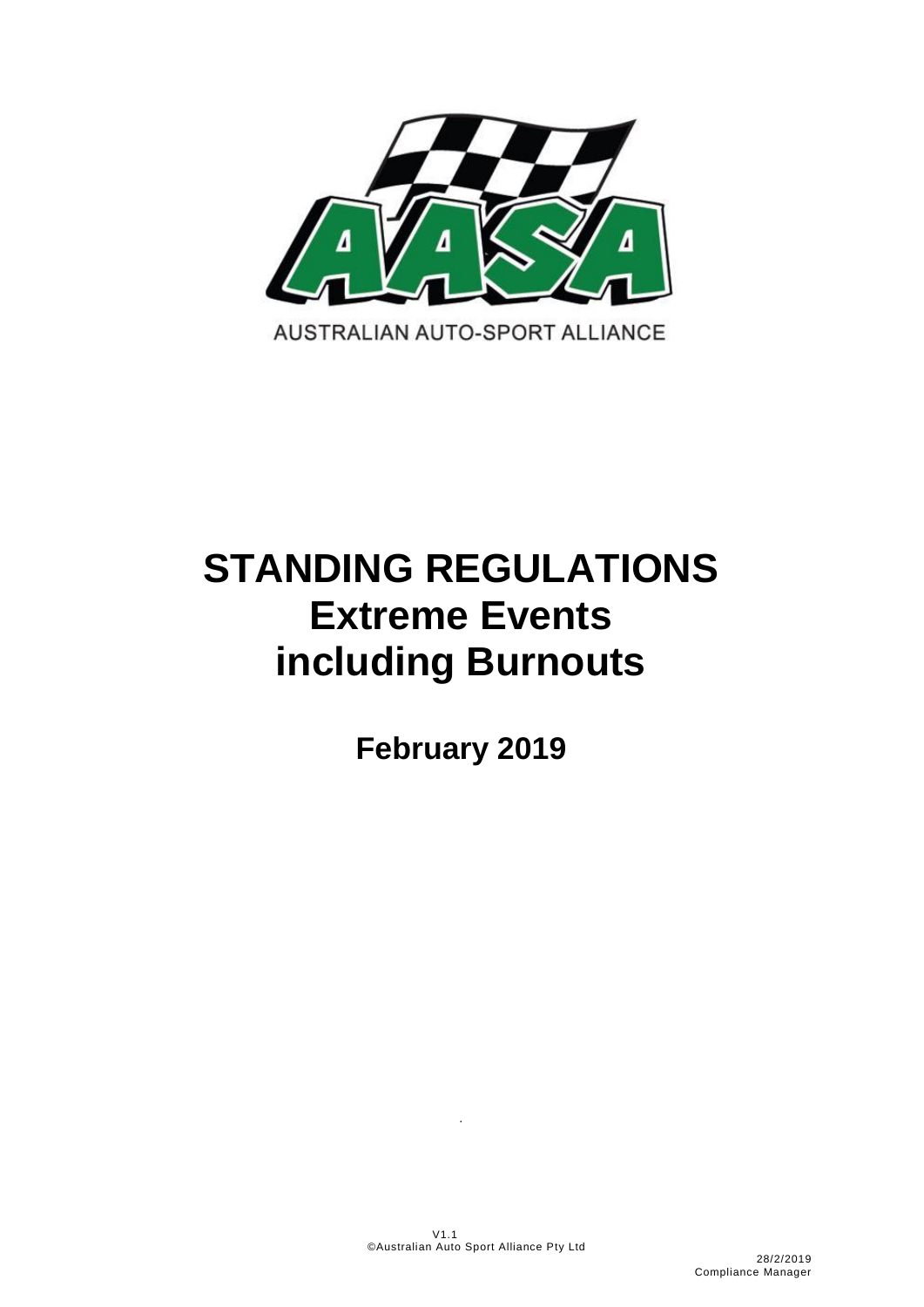AUSTRALIAN AUTO-SPORT ALLIANCE

# STANDING REGULATIONS
# Extreme Events including Burnouts

## February 2019

V1.1
©Australian Auto Sport Alliance Pty Ltd

28/2/2019
Compliance Manager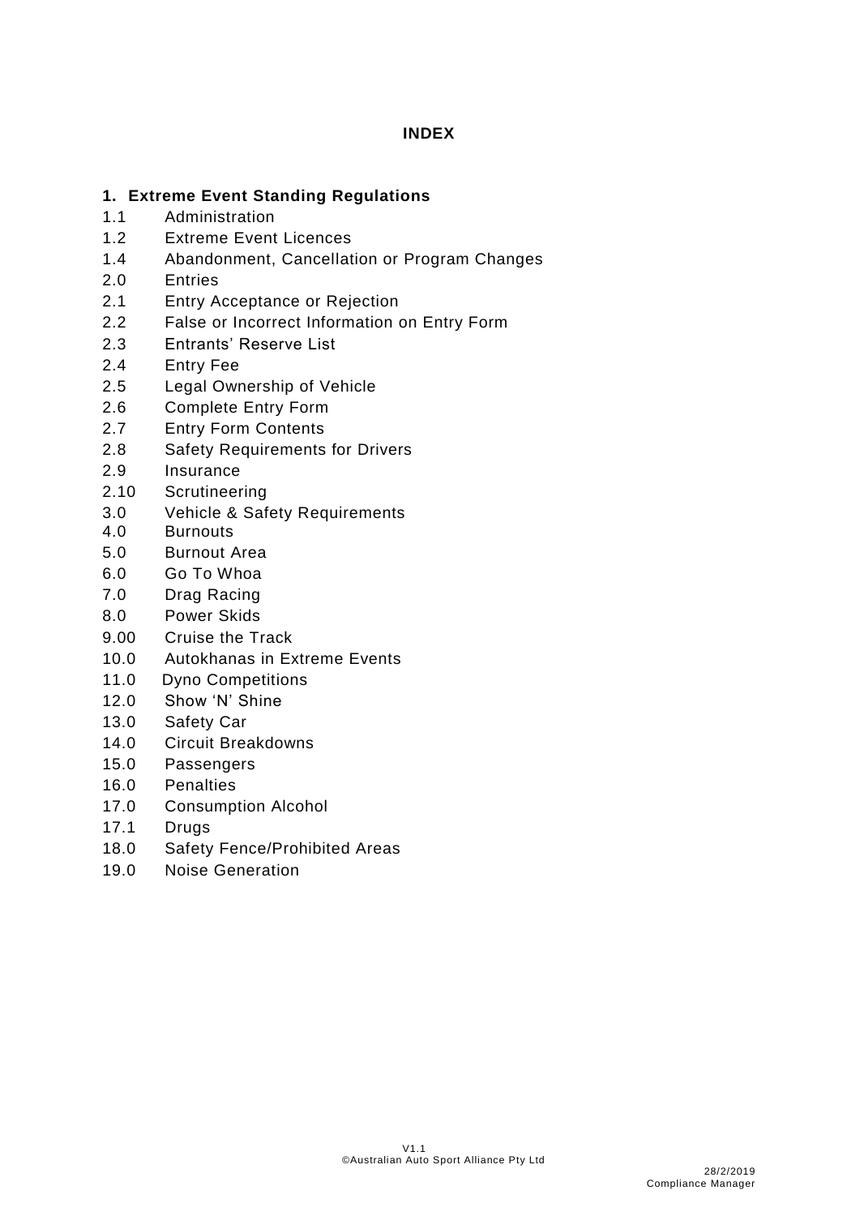# INDEX

**1. Extreme Event Standing Regulations**

1.1 Administration
1.2 Extreme Event Licences
1.4 Abandonment, Cancellation or Program Changes
2.0 Entries
2.1 Entry Acceptance or Rejection
2.2 False or Incorrect Information on Entry Form
2.3 Entrants' Reserve List
2.4 Entry Fee
2.5 Legal Ownership of Vehicle
2.6 Complete Entry Form
2.7 Entry Form Contents
2.8 Safety Requirements for Drivers
2.9 Insurance
2.10 Scrutineering
3.0 Vehicle & Safety Requirements
4.0 Burnouts
5.0 Burnout Area
6.0 Go To Whoa
7.0 Drag Racing
8.0 Power Skids
9.00 Cruise the Track
10.0 Autokhanas in Extreme Events
11.0 Dyno Competitions
12.0 Show 'N' Shine
13.0 Safety Car
14.0 Circuit Breakdowns
15.0 Passengers
16.0 Penalties
17.0 Consumption Alcohol
17.1 Drugs
18.0 Safety Fence/Prohibited Areas
19.0 Noise Generation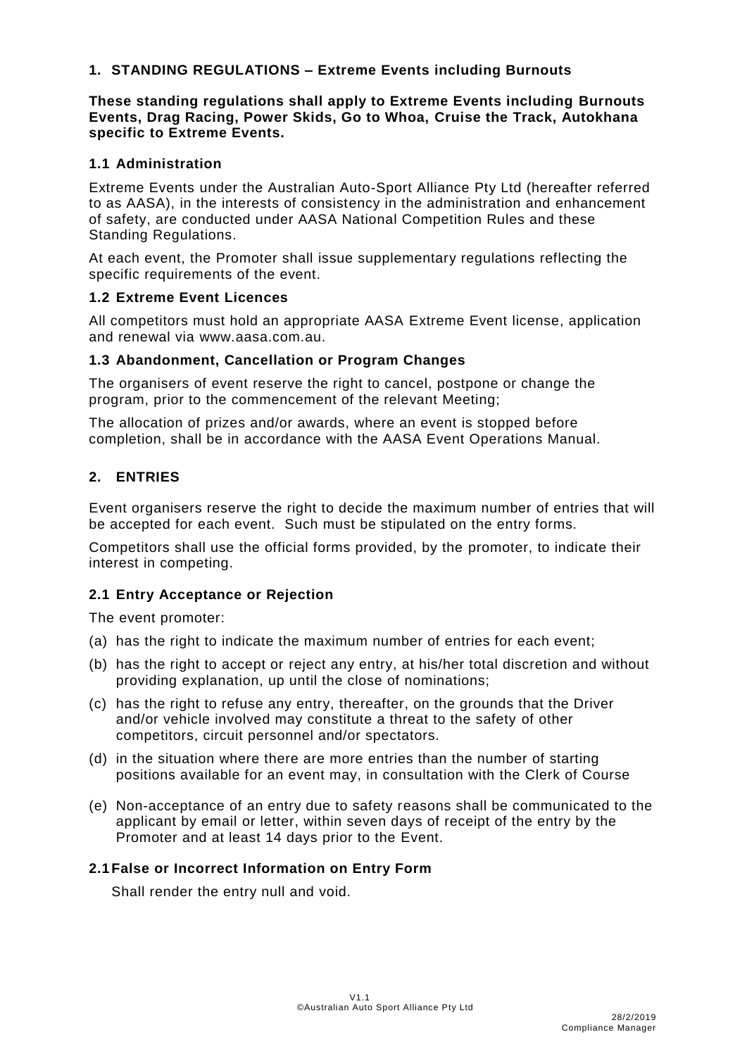## 1. STANDING REGULATIONS – Extreme Events including Burnouts

**These standing regulations shall apply to Extreme Events including Burnouts Events, Drag Racing, Power Skids, Go to Whoa, Cruise the Track, Autokhana specific to Extreme Events.**

### 1.1 Administration

Extreme Events under the Australian Auto-Sport Alliance Pty Ltd (hereafter referred to as AASA), in the interests of consistency in the administration and enhancement of safety, are conducted under AASA National Competition Rules and these Standing Regulations.

At each event, the Promoter shall issue supplementary regulations reflecting the specific requirements of the event.

### 1.2 Extreme Event Licences

All competitors must hold an appropriate AASA Extreme Event license, application and renewal via www.aasa.com.au.

### 1.3 Abandonment, Cancellation or Program Changes

The organisers of event reserve the right to cancel, postpone or change the program, prior to the commencement of the relevant Meeting;

The allocation of prizes and/or awards, where an event is stopped before completion, shall be in accordance with the AASA Event Operations Manual.

## 2. ENTRIES

Event organisers reserve the right to decide the maximum number of entries that will be accepted for each event. Such must be stipulated on the entry forms.

Competitors shall use the official forms provided, by the promoter, to indicate their interest in competing.

### 2.1 Entry Acceptance or Rejection

The event promoter:

(a) has the right to indicate the maximum number of entries for each event;

(b) has the right to accept or reject any entry, at his/her total discretion and without providing explanation, up until the close of nominations;

(c) has the right to refuse any entry, thereafter, on the grounds that the Driver and/or vehicle involved may constitute a threat to the safety of other competitors, circuit personnel and/or spectators.

(d) in the situation where there are more entries than the number of starting positions available for an event may, in consultation with the Clerk of Course

(e) Non-acceptance of an entry due to safety reasons shall be communicated to the applicant by email or letter, within seven days of receipt of the entry by the Promoter and at least 14 days prior to the Event.

### 2.1 False or Incorrect Information on Entry Form

Shall render the entry null and void.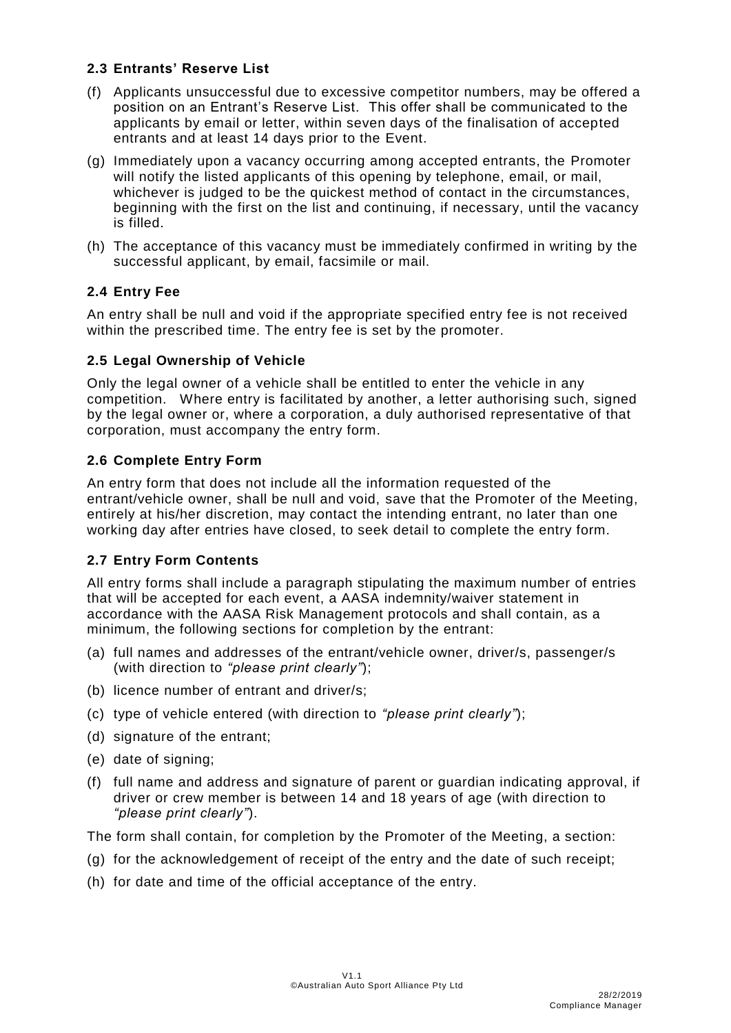### 2.3 Entrants' Reserve List

(f) Applicants unsuccessful due to excessive competitor numbers, may be offered a position on an Entrant's Reserve List. This offer shall be communicated to the applicants by email or letter, within seven days of the finalisation of accepted entrants and at least 14 days prior to the Event.

(g) Immediately upon a vacancy occurring among accepted entrants, the Promoter will notify the listed applicants of this opening by telephone, email, or mail, whichever is judged to be the quickest method of contact in the circumstances, beginning with the first on the list and continuing, if necessary, until the vacancy is filled.

(h) The acceptance of this vacancy must be immediately confirmed in writing by the successful applicant, by email, facsimile or mail.

### 2.4 Entry Fee

An entry shall be null and void if the appropriate specified entry fee is not received within the prescribed time. The entry fee is set by the promoter.

### 2.5 Legal Ownership of Vehicle

Only the legal owner of a vehicle shall be entitled to enter the vehicle in any competition. Where entry is facilitated by another, a letter authorising such, signed by the legal owner or, where a corporation, a duly authorised representative of that corporation, must accompany the entry form.

### 2.6 Complete Entry Form

An entry form that does not include all the information requested of the entrant/vehicle owner, shall be null and void, save that the Promoter of the Meeting, entirely at his/her discretion, may contact the intending entrant, no later than one working day after entries have closed, to seek detail to complete the entry form.

### 2.7 Entry Form Contents

All entry forms shall include a paragraph stipulating the maximum number of entries that will be accepted for each event, a AASA indemnity/waiver statement in accordance with the AASA Risk Management protocols and shall contain, as a minimum, the following sections for completion by the entrant:

(a) full names and addresses of the entrant/vehicle owner, driver/s, passenger/s (with direction to *"please print clearly"*);

(b) licence number of entrant and driver/s;

(c) type of vehicle entered (with direction to *"please print clearly"*);

(d) signature of the entrant;

(e) date of signing;

(f) full name and address and signature of parent or guardian indicating approval, if driver or crew member is between 14 and 18 years of age (with direction to *"please print clearly"*).

The form shall contain, for completion by the Promoter of the Meeting, a section:

(g) for the acknowledgement of receipt of the entry and the date of such receipt;

(h) for date and time of the official acceptance of the entry.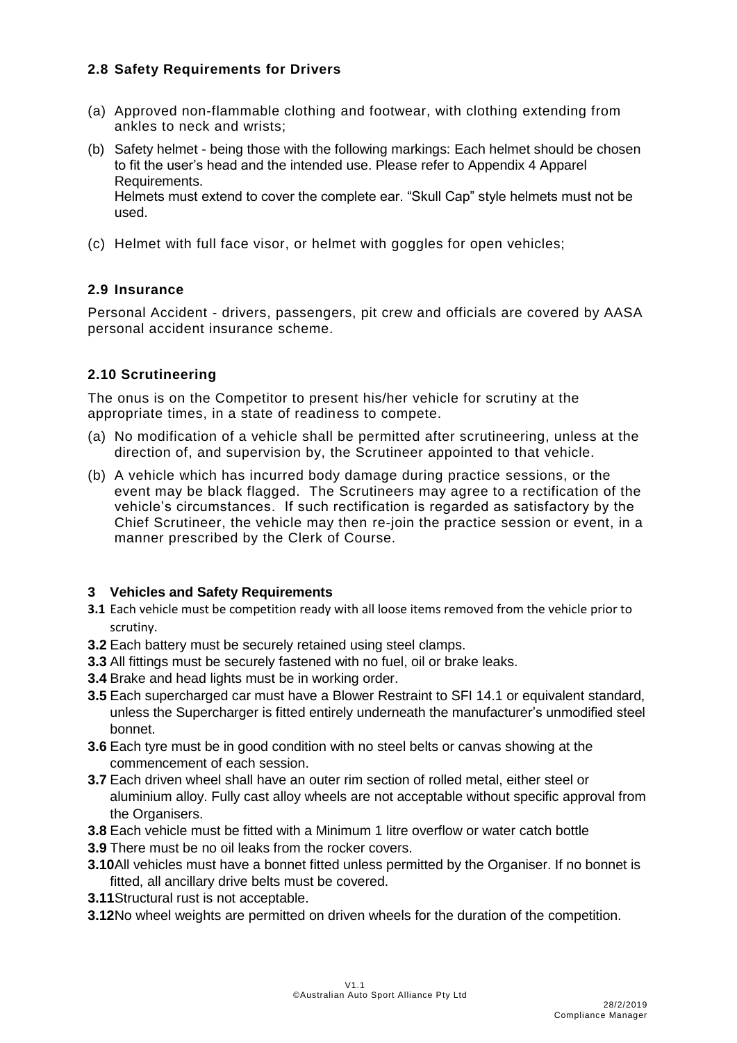### 2.8 Safety Requirements for Drivers

(a) Approved non-flammable clothing and footwear, with clothing extending from ankles to neck and wrists;

(b) Safety helmet - being those with the following markings: Each helmet should be chosen to fit the user's head and the intended use. Please refer to Appendix 4 Apparel Requirements.
Helmets must extend to cover the complete ear. "Skull Cap" style helmets must not be used.

(c) Helmet with full face visor, or helmet with goggles for open vehicles;

### 2.9 Insurance

Personal Accident - drivers, passengers, pit crew and officials are covered by AASA personal accident insurance scheme.

### 2.10 Scrutineering

The onus is on the Competitor to present his/her vehicle for scrutiny at the appropriate times, in a state of readiness to compete.

(a) No modification of a vehicle shall be permitted after scrutineering, unless at the direction of, and supervision by, the Scrutineer appointed to that vehicle.

(b) A vehicle which has incurred body damage during practice sessions, or the event may be black flagged. The Scrutineers may agree to a rectification of the vehicle's circumstances. If such rectification is regarded as satisfactory by the Chief Scrutineer, the vehicle may then re-join the practice session or event, in a manner prescribed by the Clerk of Course.

## 3 Vehicles and Safety Requirements

**3.1** Each vehicle must be competition ready with all loose items removed from the vehicle prior to scrutiny.

**3.2** Each battery must be securely retained using steel clamps.

**3.3** All fittings must be securely fastened with no fuel, oil or brake leaks.

**3.4** Brake and head lights must be in working order.

**3.5** Each supercharged car must have a Blower Restraint to SFI 14.1 or equivalent standard, unless the Supercharger is fitted entirely underneath the manufacturer's unmodified steel bonnet.

**3.6** Each tyre must be in good condition with no steel belts or canvas showing at the commencement of each session.

**3.7** Each driven wheel shall have an outer rim section of rolled metal, either steel or aluminium alloy. Fully cast alloy wheels are not acceptable without specific approval from the Organisers.

**3.8** Each vehicle must be fitted with a Minimum 1 litre overflow or water catch bottle

**3.9** There must be no oil leaks from the rocker covers.

**3.10** All vehicles must have a bonnet fitted unless permitted by the Organiser. If no bonnet is fitted, all ancillary drive belts must be covered.

**3.11** Structural rust is not acceptable.

**3.12** No wheel weights are permitted on driven wheels for the duration of the competition.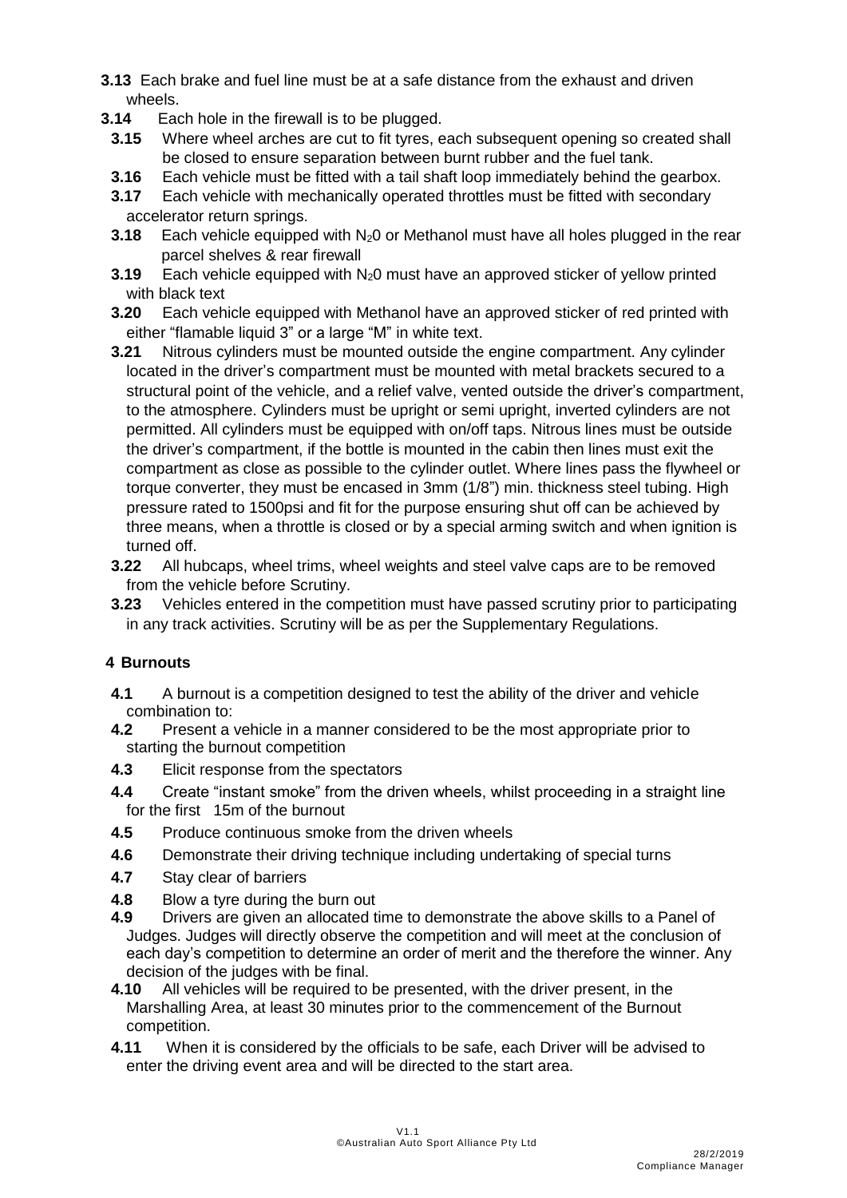**3.13** Each brake and fuel line must be at a safe distance from the exhaust and driven wheels.

**3.14** Each hole in the firewall is to be plugged.

**3.15** Where wheel arches are cut to fit tyres, each subsequent opening so created shall be closed to ensure separation between burnt rubber and the fuel tank.

**3.16** Each vehicle must be fitted with a tail shaft loop immediately behind the gearbox.

**3.17** Each vehicle with mechanically operated throttles must be fitted with secondary accelerator return springs.

**3.18** Each vehicle equipped with $N_20$ or Methanol must have all holes plugged in the rear parcel shelves & rear firewall

**3.19** Each vehicle equipped with $N_20$ must have an approved sticker of yellow printed with black text

**3.20** Each vehicle equipped with Methanol have an approved sticker of red printed with either "flamable liquid 3" or a large "M" in white text.

**3.21** Nitrous cylinders must be mounted outside the engine compartment. Any cylinder located in the driver's compartment must be mounted with metal brackets secured to a structural point of the vehicle, and a relief valve, vented outside the driver's compartment, to the atmosphere. Cylinders must be upright or semi upright, inverted cylinders are not permitted. All cylinders must be equipped with on/off taps. Nitrous lines must be outside the driver's compartment, if the bottle is mounted in the cabin then lines must exit the compartment as close as possible to the cylinder outlet. Where lines pass the flywheel or torque converter, they must be encased in 3mm (1/8") min. thickness steel tubing. High pressure rated to 1500psi and fit for the purpose ensuring shut off can be achieved by three means, when a throttle is closed or by a special arming switch and when ignition is turned off.

**3.22** All hubcaps, wheel trims, wheel weights and steel valve caps are to be removed from the vehicle before Scrutiny.

**3.23** Vehicles entered in the competition must have passed scrutiny prior to participating in any track activities. Scrutiny will be as per the Supplementary Regulations.

## 4 Burnouts

**4.1** A burnout is a competition designed to test the ability of the driver and vehicle combination to:

**4.2** Present a vehicle in a manner considered to be the most appropriate prior to starting the burnout competition

**4.3** Elicit response from the spectators

**4.4** Create "instant smoke" from the driven wheels, whilst proceeding in a straight line for the first 15m of the burnout

**4.5** Produce continuous smoke from the driven wheels

**4.6** Demonstrate their driving technique including undertaking of special turns

**4.7** Stay clear of barriers

**4.8** Blow a tyre during the burn out

**4.9** Drivers are given an allocated time to demonstrate the above skills to a Panel of Judges. Judges will directly observe the competition and will meet at the conclusion of each day's competition to determine an order of merit and the therefore the winner. Any decision of the judges with be final.

**4.10** All vehicles will be required to be presented, with the driver present, in the Marshalling Area, at least 30 minutes prior to the commencement of the Burnout competition.

**4.11** When it is considered by the officials to be safe, each Driver will be advised to enter the driving event area and will be directed to the start area.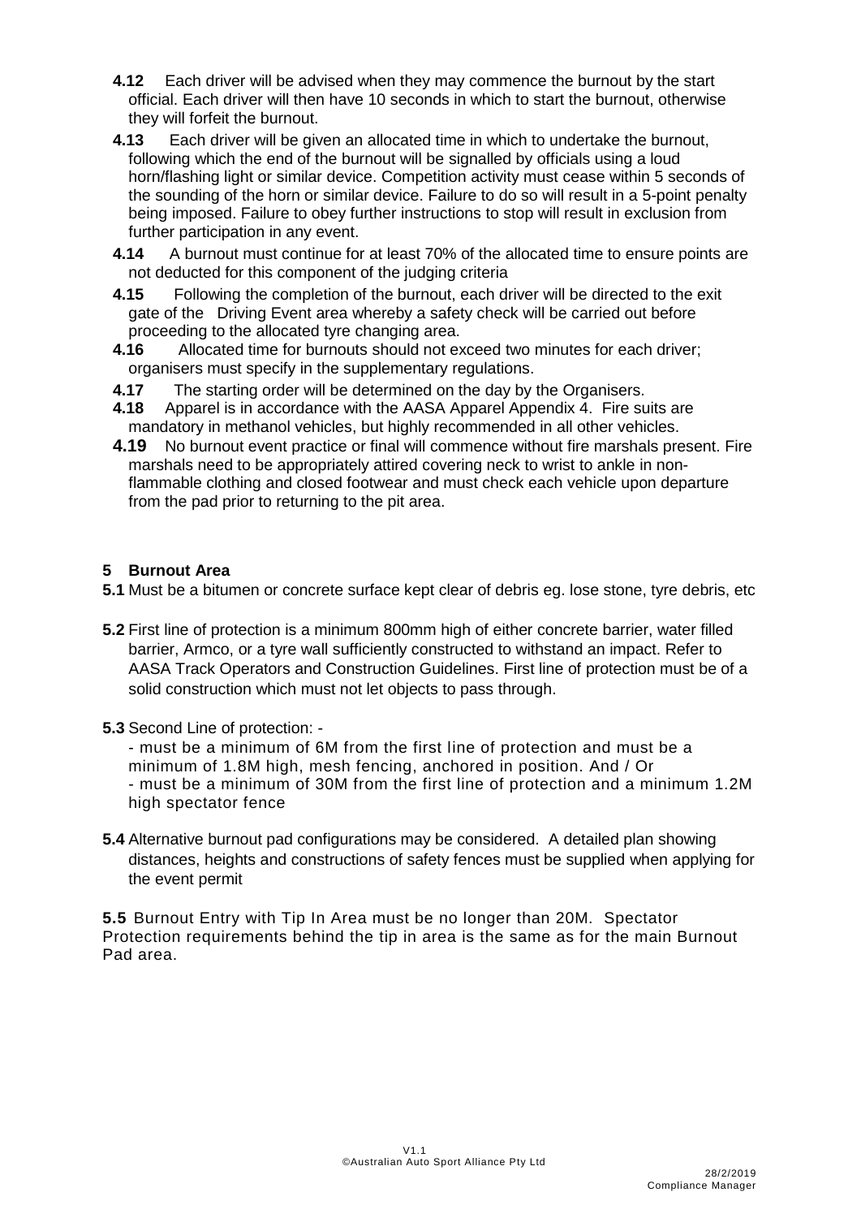**4.12** Each driver will be advised when they may commence the burnout by the start official. Each driver will then have 10 seconds in which to start the burnout, otherwise they will forfeit the burnout.

**4.13** Each driver will be given an allocated time in which to undertake the burnout, following which the end of the burnout will be signalled by officials using a loud horn/flashing light or similar device. Competition activity must cease within 5 seconds of the sounding of the horn or similar device. Failure to do so will result in a 5-point penalty being imposed. Failure to obey further instructions to stop will result in exclusion from further participation in any event.

**4.14** A burnout must continue for at least 70% of the allocated time to ensure points are not deducted for this component of the judging criteria

**4.15** Following the completion of the burnout, each driver will be directed to the exit gate of the Driving Event area whereby a safety check will be carried out before proceeding to the allocated tyre changing area.

**4.16** Allocated time for burnouts should not exceed two minutes for each driver; organisers must specify in the supplementary regulations.

**4.17** The starting order will be determined on the day by the Organisers.

**4.18** Apparel is in accordance with the AASA Apparel Appendix 4. Fire suits are mandatory in methanol vehicles, but highly recommended in all other vehicles.

**4.19** No burnout event practice or final will commence without fire marshals present. Fire marshals need to be appropriately attired covering neck to wrist to ankle in non-flammable clothing and closed footwear and must check each vehicle upon departure from the pad prior to returning to the pit area.

## 5 Burnout Area

**5.1** Must be a bitumen or concrete surface kept clear of debris eg. lose stone, tyre debris, etc

**5.2** First line of protection is a minimum 800mm high of either concrete barrier, water filled barrier, Armco, or a tyre wall sufficiently constructed to withstand an impact. Refer to AASA Track Operators and Construction Guidelines. First line of protection must be of a solid construction which must not let objects to pass through.

**5.3** Second Line of protection: -

- must be a minimum of 6M from the first line of protection and must be a minimum of 1.8M high, mesh fencing, anchored in position. And / Or
- must be a minimum of 30M from the first line of protection and a minimum 1.2M high spectator fence

**5.4** Alternative burnout pad configurations may be considered. A detailed plan showing distances, heights and constructions of safety fences must be supplied when applying for the event permit

**5.5** Burnout Entry with Tip In Area must be no longer than 20M. Spectator Protection requirements behind the tip in area is the same as for the main Burnout Pad area.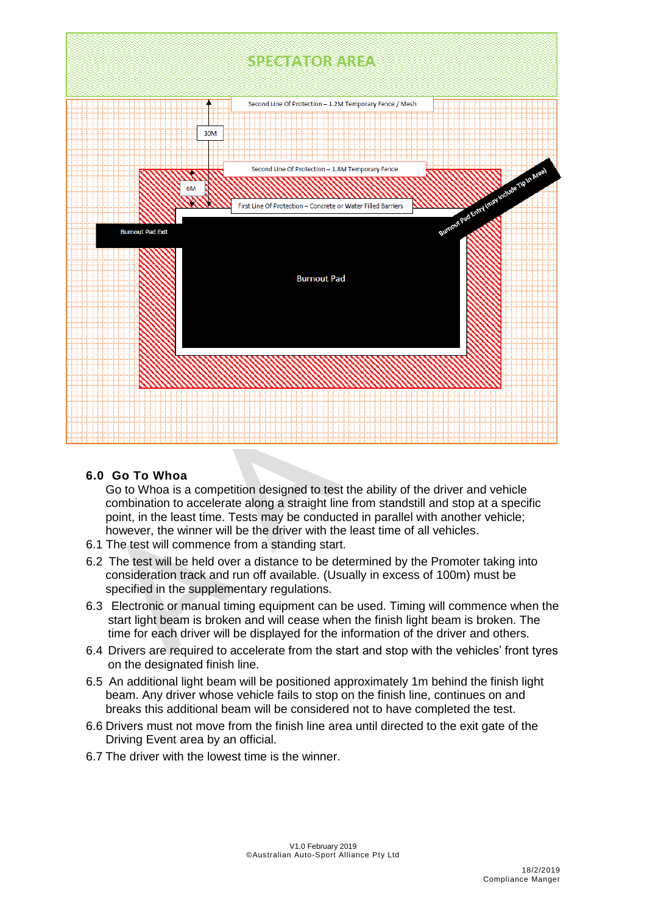SPECTATOR AREA

Second Line Of Protection – 1.2M Temporary Fence / Mesh

30M

Second Line Of Protection – 1.8M Temporary Fence

6M

First Line Of Protection – Concrete or Water Filled Barriers

Burnout Pad Entry (may include Tip In Area)

Burnout Pad Exit

Burnout Pad

## 6.0 Go To Whoa

Go to Whoa is a competition designed to test the ability of the driver and vehicle combination to accelerate along a straight line from standstill and stop at a specific point, in the least time. Tests may be conducted in parallel with another vehicle; however, the winner will be the driver with the least time of all vehicles.

6.1 The test will commence from a standing start.

6.2 The test will be held over a distance to be determined by the Promoter taking into consideration track and run off available. (Usually in excess of 100m) must be specified in the supplementary regulations.

6.3 Electronic or manual timing equipment can be used. Timing will commence when the start light beam is broken and will cease when the finish light beam is broken. The time for each driver will be displayed for the information of the driver and others.

6.4 Drivers are required to accelerate from the start and stop with the vehicles' front tyres on the designated finish line.

6.5 An additional light beam will be positioned approximately 1m behind the finish light beam. Any driver whose vehicle fails to stop on the finish line, continues on and breaks this additional beam will be considered not to have completed the test.

6.6 Drivers must not move from the finish line area until directed to the exit gate of the Driving Event area by an official.

6.7 The driver with the lowest time is the winner.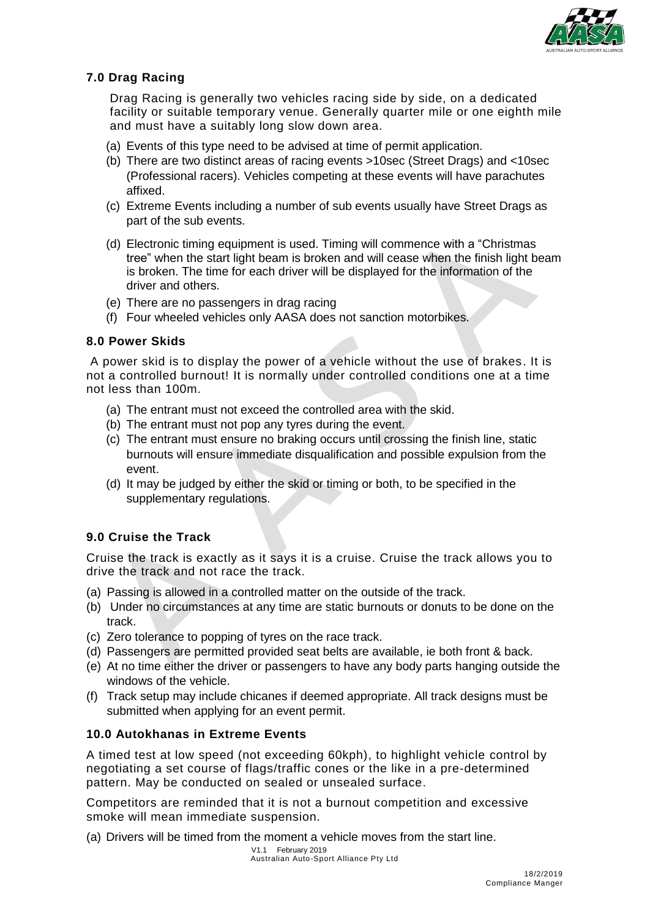## 7.0 Drag Racing

Drag Racing is generally two vehicles racing side by side, on a dedicated facility or suitable temporary venue. Generally quarter mile or one eighth mile and must have a suitably long slow down area.

(a) Events of this type need to be advised at time of permit application.

(b) There are two distinct areas of racing events >10sec (Street Drags) and <10sec (Professional racers). Vehicles competing at these events will have parachutes affixed.

(c) Extreme Events including a number of sub events usually have Street Drags as part of the sub events.

(d) Electronic timing equipment is used. Timing will commence with a "Christmas tree" when the start light beam is broken and will cease when the finish light beam is broken. The time for each driver will be displayed for the information of the driver and others.

(e) There are no passengers in drag racing

(f) Four wheeled vehicles only AASA does not sanction motorbikes.

## 8.0 Power Skids

A power skid is to display the power of a vehicle without the use of brakes. It is not a controlled burnout! It is normally under controlled conditions one at a time not less than 100m.

(a) The entrant must not exceed the controlled area with the skid.

(b) The entrant must not pop any tyres during the event.

(c) The entrant must ensure no braking occurs until crossing the finish line, static burnouts will ensure immediate disqualification and possible expulsion from the event.

(d) It may be judged by either the skid or timing or both, to be specified in the supplementary regulations.

## 9.0 Cruise the Track

Cruise the track is exactly as it says it is a cruise. Cruise the track allows you to drive the track and not race the track.

(a) Passing is allowed in a controlled matter on the outside of the track.

(b) Under no circumstances at any time are static burnouts or donuts to be done on the track.

(c) Zero tolerance to popping of tyres on the race track.

(d) Passengers are permitted provided seat belts are available, ie both front & back.

(e) At no time either the driver or passengers to have any body parts hanging outside the windows of the vehicle.

(f) Track setup may include chicanes if deemed appropriate. All track designs must be submitted when applying for an event permit.

## 10.0 Autokhanas in Extreme Events

A timed test at low speed (not exceeding 60kph), to highlight vehicle control by negotiating a set course of flags/traffic cones or the like in a pre-determined pattern. May be conducted on sealed or unsealed surface.

Competitors are reminded that it is not a burnout competition and excessive smoke will mean immediate suspension.

(a) Drivers will be timed from the moment a vehicle moves from the start line.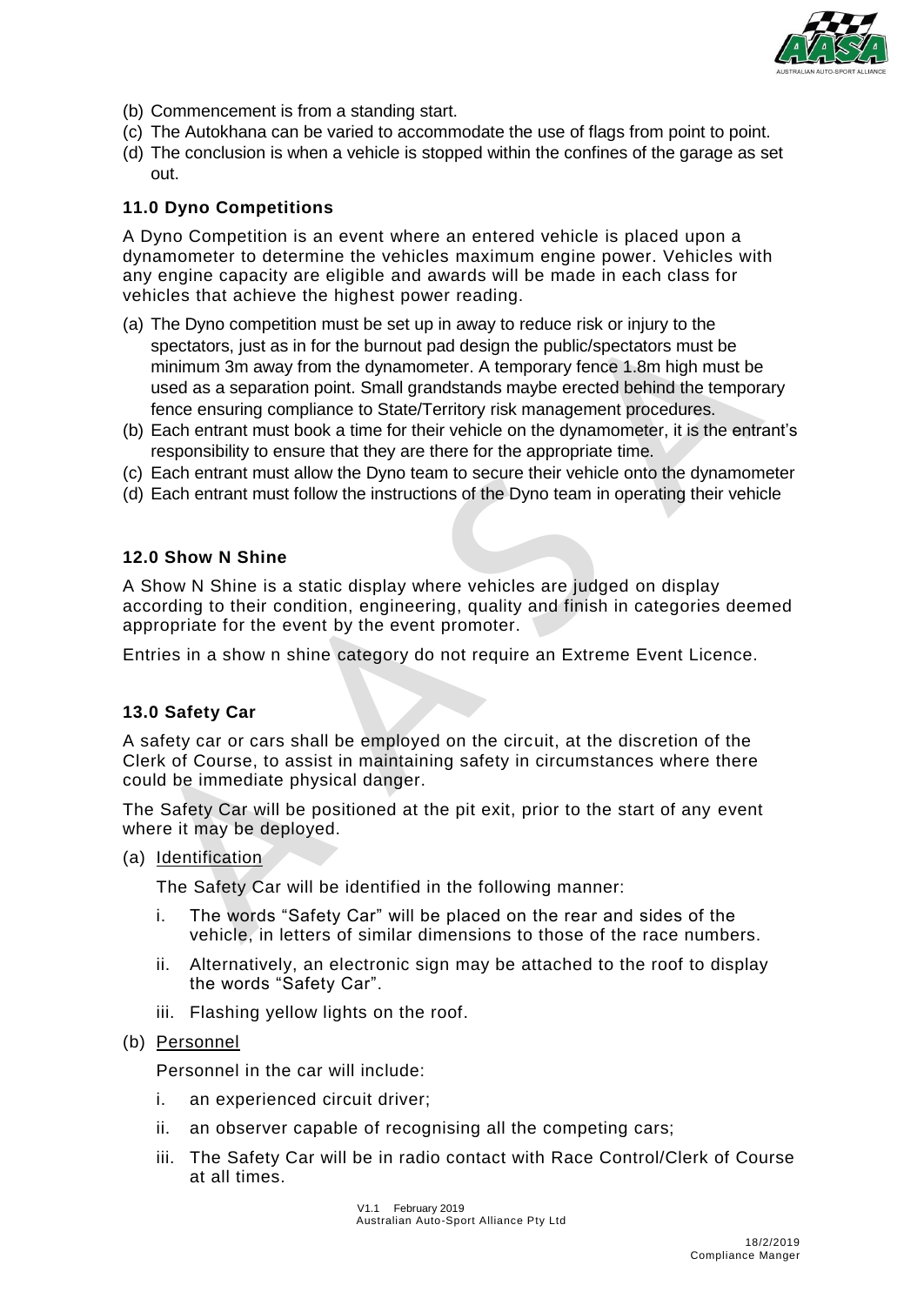(b) Commencement is from a standing start.
(c) The Autokhana can be varied to accommodate the use of flags from point to point.
(d) The conclusion is when a vehicle is stopped within the confines of the garage as set out.

### 11.0 Dyno Competitions

A Dyno Competition is an event where an entered vehicle is placed upon a dynamometer to determine the vehicles maximum engine power. Vehicles with any engine capacity are eligible and awards will be made in each class for vehicles that achieve the highest power reading.

(a) The Dyno competition must be set up in away to reduce risk or injury to the spectators, just as in for the burnout pad design the public/spectators must be minimum 3m away from the dynamometer. A temporary fence 1.8m high must be used as a separation point. Small grandstands maybe erected behind the temporary fence ensuring compliance to State/Territory risk management procedures.
(b) Each entrant must book a time for their vehicle on the dynamometer, it is the entrant's responsibility to ensure that they are there for the appropriate time.
(c) Each entrant must allow the Dyno team to secure their vehicle onto the dynamometer
(d) Each entrant must follow the instructions of the Dyno team in operating their vehicle

### 12.0 Show N Shine

A Show N Shine is a static display where vehicles are judged on display according to their condition, engineering, quality and finish in categories deemed appropriate for the event by the event promoter.

Entries in a show n shine category do not require an Extreme Event Licence.

### 13.0 Safety Car

A safety car or cars shall be employed on the circuit, at the discretion of the Clerk of Course, to assist in maintaining safety in circumstances where there could be immediate physical danger.

The Safety Car will be positioned at the pit exit, prior to the start of any event where it may be deployed.

(a) Identification

The Safety Car will be identified in the following manner:

i. The words "Safety Car" will be placed on the rear and sides of the vehicle, in letters of similar dimensions to those of the race numbers.

ii. Alternatively, an electronic sign may be attached to the roof to display the words "Safety Car".

iii. Flashing yellow lights on the roof.

(b) Personnel

Personnel in the car will include:

i. an experienced circuit driver;

ii. an observer capable of recognising all the competing cars;

iii. The Safety Car will be in radio contact with Race Control/Clerk of Course at all times.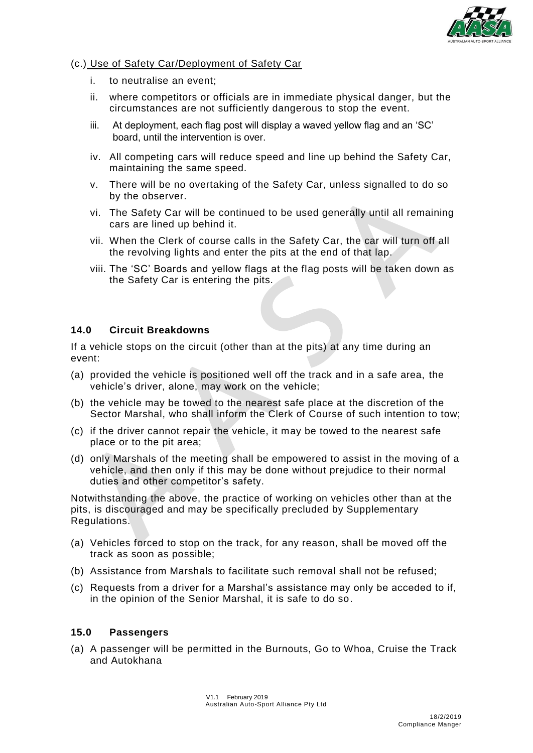(c.) Use of Safety Car/Deployment of Safety Car

i. to neutralise an event;

ii. where competitors or officials are in immediate physical danger, but the circumstances are not sufficiently dangerous to stop the event.

iii. At deployment, each flag post will display a waved yellow flag and an 'SC' board, until the intervention is over.

iv. All competing cars will reduce speed and line up behind the Safety Car, maintaining the same speed.

v. There will be no overtaking of the Safety Car, unless signalled to do so by the observer.

vi. The Safety Car will be continued to be used generally until all remaining cars are lined up behind it.

vii. When the Clerk of course calls in the Safety Car, the car will turn off all the revolving lights and enter the pits at the end of that lap.

viii. The 'SC' Boards and yellow flags at the flag posts will be taken down as the Safety Car is entering the pits.

### 14.0 Circuit Breakdowns

If a vehicle stops on the circuit (other than at the pits) at any time during an event:

(a) provided the vehicle is positioned well off the track and in a safe area, the vehicle's driver, alone, may work on the vehicle;

(b) the vehicle may be towed to the nearest safe place at the discretion of the Sector Marshal, who shall inform the Clerk of Course of such intention to tow;

(c) if the driver cannot repair the vehicle, it may be towed to the nearest safe place or to the pit area;

(d) only Marshals of the meeting shall be empowered to assist in the moving of a vehicle, and then only if this may be done without prejudice to their normal duties and other competitor's safety.

Notwithstanding the above, the practice of working on vehicles other than at the pits, is discouraged and may be specifically precluded by Supplementary Regulations.

(a) Vehicles forced to stop on the track, for any reason, shall be moved off the track as soon as possible;

(b) Assistance from Marshals to facilitate such removal shall not be refused;

(c) Requests from a driver for a Marshal's assistance may only be acceded to if, in the opinion of the Senior Marshal, it is safe to do so.

### 15.0 Passengers

(a) A passenger will be permitted in the Burnouts, Go to Whoa, Cruise the Track and Autokhana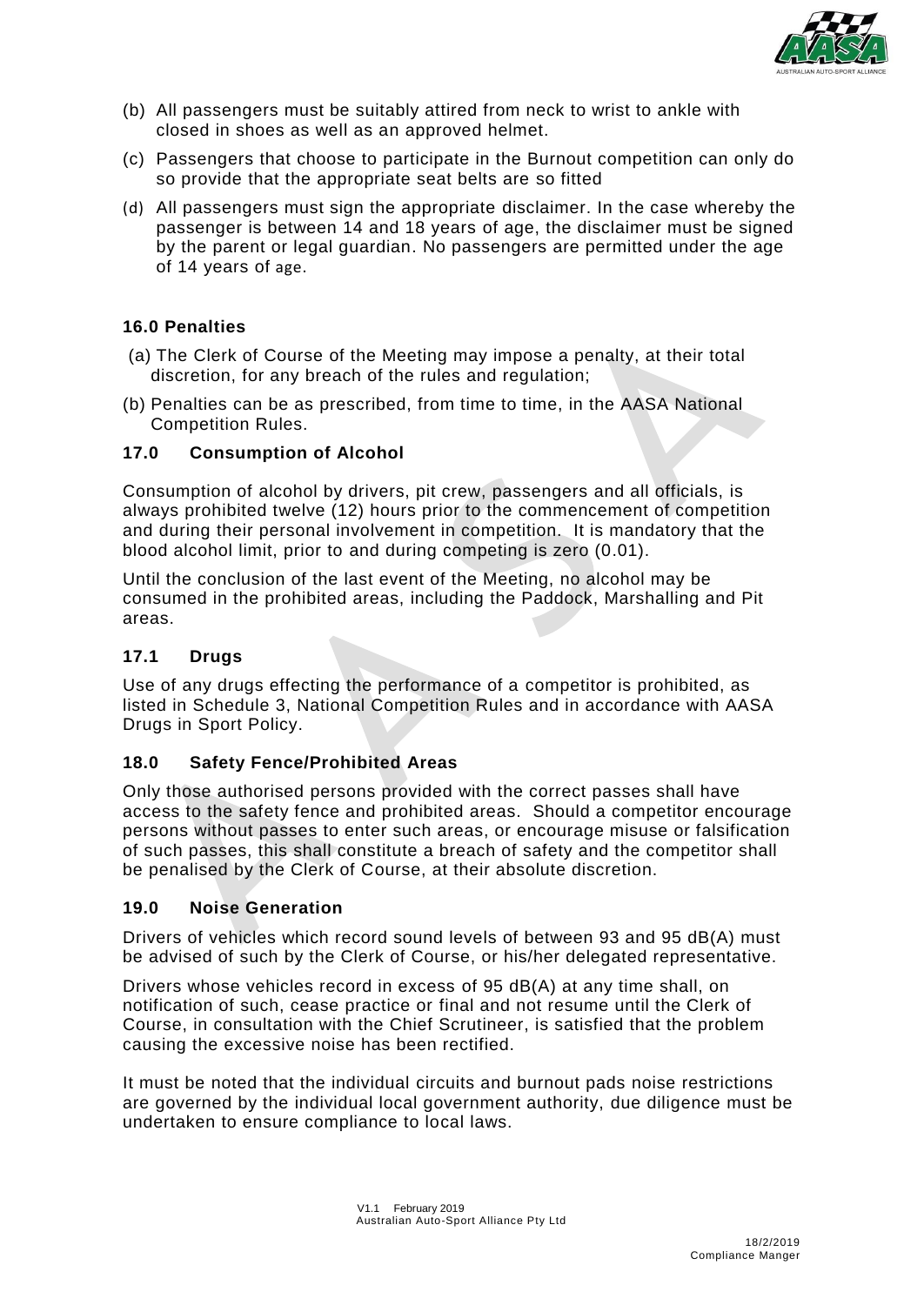(b) All passengers must be suitably attired from neck to wrist to ankle with closed in shoes as well as an approved helmet.

(c) Passengers that choose to participate in the Burnout competition can only do so provide that the appropriate seat belts are so fitted

(d) All passengers must sign the appropriate disclaimer. In the case whereby the passenger is between 14 and 18 years of age, the disclaimer must be signed by the parent or legal guardian. No passengers are permitted under the age of 14 years of age.

### 16.0 Penalties

(a) The Clerk of Course of the Meeting may impose a penalty, at their total discretion, for any breach of the rules and regulation;

(b) Penalties can be as prescribed, from time to time, in the AASA National Competition Rules.

### 17.0 Consumption of Alcohol

Consumption of alcohol by drivers, pit crew, passengers and all officials, is always prohibited twelve (12) hours prior to the commencement of competition and during their personal involvement in competition. It is mandatory that the blood alcohol limit, prior to and during competing is zero (0.01).

Until the conclusion of the last event of the Meeting, no alcohol may be consumed in the prohibited areas, including the Paddock, Marshalling and Pit areas.

### 17.1 Drugs

Use of any drugs effecting the performance of a competitor is prohibited, as listed in Schedule 3, National Competition Rules and in accordance with AASA Drugs in Sport Policy.

### 18.0 Safety Fence/Prohibited Areas

Only those authorised persons provided with the correct passes shall have access to the safety fence and prohibited areas. Should a competitor encourage persons without passes to enter such areas, or encourage misuse or falsification of such passes, this shall constitute a breach of safety and the competitor shall be penalised by the Clerk of Course, at their absolute discretion.

### 19.0 Noise Generation

Drivers of vehicles which record sound levels of between 93 and 95 dB(A) must be advised of such by the Clerk of Course, or his/her delegated representative.

Drivers whose vehicles record in excess of 95 dB(A) at any time shall, on notification of such, cease practice or final and not resume until the Clerk of Course, in consultation with the Chief Scrutineer, is satisfied that the problem causing the excessive noise has been rectified.

It must be noted that the individual circuits and burnout pads noise restrictions are governed by the individual local government authority, due diligence must be undertaken to ensure compliance to local laws.